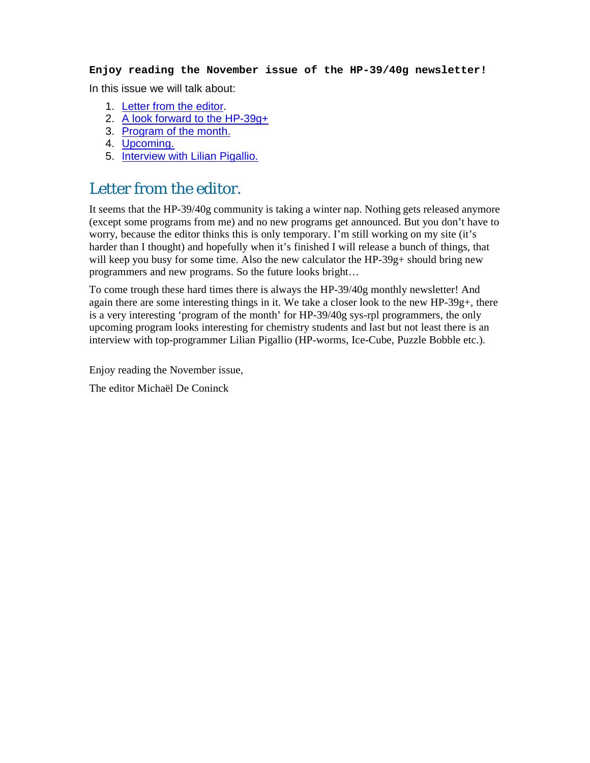**Enjoy reading the November issue of the HP-39/40g newsletter!**

In this issue we will talk about:

1. Letter from the editor.
2. A look forward to the HP-39g+
3. Program of the month.
4. Upcoming.
5. Interview with Lilian Pigallio.

# Letter from the editor.

It seems that the HP-39/40g community is taking a winter nap. Nothing gets released anymore (except some programs from me) and no new programs get announced. But you don't have to worry, because the editor thinks this is only temporary. I'm still working on my site (it's harder than I thought) and hopefully when it's finished I will release a bunch of things, that will keep you busy for some time. Also the new calculator the HP-39g+ should bring new programmers and new programs. So the future looks bright…

To come trough these hard times there is always the HP-39/40g monthly newsletter! And again there are some interesting things in it. We take a closer look to the new HP-39g+, there is a very interesting 'program of the month' for HP-39/40g sys-rpl programmers, the only upcoming program looks interesting for chemistry students and last but not least there is an interview with top-programmer Lilian Pigallio (HP-worms, Ice-Cube, Puzzle Bobble etc.).

Enjoy reading the November issue,

The editor Michaël De Coninck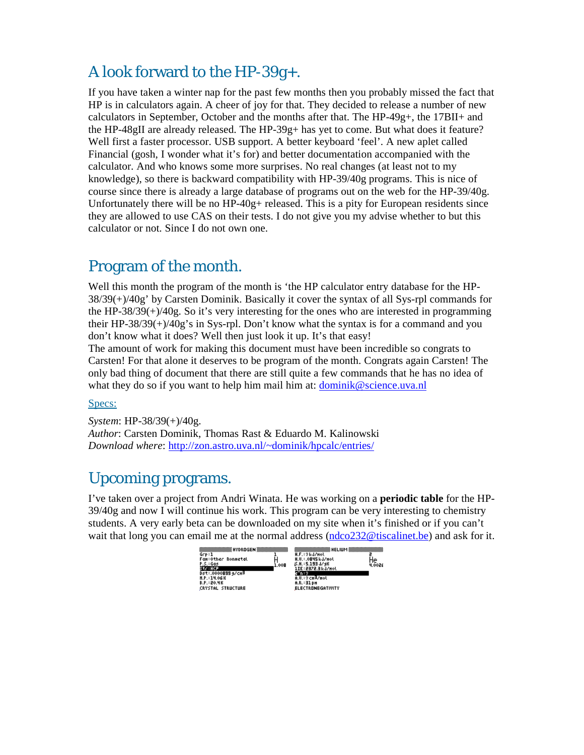## A look forward to the HP-39g+.

If you have taken a winter nap for the past few months then you probably missed the fact that HP is in calculators again. A cheer of joy for that. They decided to release a number of new calculators in September, October and the months after that. The HP-49g+, the 17BII+ and the HP-48gII are already released. The HP-39g+ has yet to come. But what does it feature? Well first a faster processor. USB support. A better keyboard 'feel'. A new aplet called Financial (gosh, I wonder what it's for) and better documentation accompanied with the calculator. And who knows some more surprises. No real changes (at least not to my knowledge), so there is backward compatibility with HP-39/40g programs. This is nice of course since there is already a large database of programs out on the web for the HP-39/40g. Unfortunately there will be no HP-40g+ released. This is a pity for European residents since they are allowed to use CAS on their tests. I do not give you my advise whether to but this calculator or not. Since I do not own one.

## Program of the month.

Well this month the program of the month is 'the HP calculator entry database for the HP-38/39(+)/40g' by Carsten Dominik. Basically it cover the syntax of all Sys-rpl commands for the HP-38/39(+)/40g. So it's very interesting for the ones who are interested in programming their HP-38/39(+)/40g's in Sys-rpl. Don't know what the syntax is for a command and you don't know what it does? Well then just look it up. It's that easy!
The amount of work for making this document must have been incredible so congrats to Carsten! For that alone it deserves to be program of the month. Congrats again Carsten! The only bad thing of document that there are still quite a few commands that he has no idea of what they do so if you want to help him mail him at: dominik@science.uva.nl

Specs:

*System*: HP-38/39(+)/40g.
*Author*: Carsten Dominik, Thomas Rast & Eduardo M. Kalinowski
*Download where*: http://zon.astro.uva.nl/~dominik/hpcalc/entries/

## Upcoming programs.

I've taken over a project from Andri Winata. He was working on a **periodic table** for the HP-39/40g and now I will continue his work. This program can be very interesting to chemistry students. A very early beta can be downloaded on my site when it's finished or if you can't wait that long you can email me at the normal address (ndco232@tiscalinet.be) and ask for it.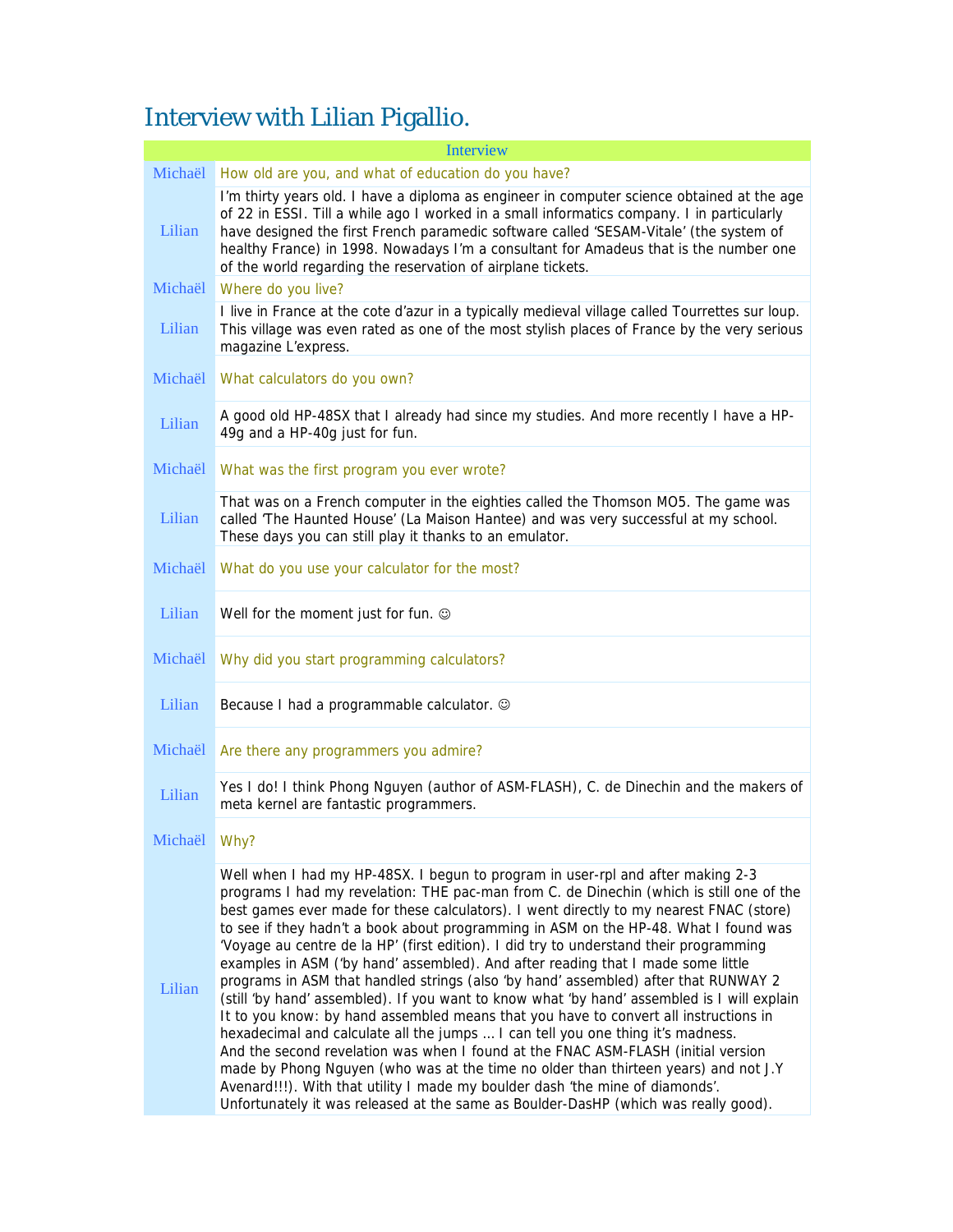# Interview with Lilian Pigallio.

| Interview | |
|---|---|
| Michaël | How old are you, and what of education do you have? |
| Lilian | I'm thirty years old. I have a diploma as engineer in computer science obtained at the age of 22 in ESSI. Till a while ago I worked in a small informatics company. I in particularly have designed the first French paramedic software called 'SESAM-Vitale' (the system of healthy France) in 1998. Nowadays I'm a consultant for Amadeus that is the number one of the world regarding the reservation of airplane tickets. |
| Michaël | Where do you live? |
| Lilian | I live in France at the cote d'azur in a typically medieval village called Tourrettes sur loup. This village was even rated as one of the most stylish places of France by the very serious magazine L'express. |
| Michaël | What calculators do you own? |
| Lilian | A good old HP-48SX that I already had since my studies. And more recently I have a HP-49g and a HP-40g just for fun. |
| Michaël | What was the first program you ever wrote? |
| Lilian | That was on a French computer in the eighties called the Thomson MO5. The game was called 'The Haunted House' (La Maison Hantee) and was very successful at my school. These days you can still play it thanks to an emulator. |
| Michaël | What do you use your calculator for the most? |
| Lilian | Well for the moment just for fun. ☺ |
| Michaël | Why did you start programming calculators? |
| Lilian | Because I had a programmable calculator. ☺ |
| Michaël | Are there any programmers you admire? |
| Lilian | Yes I do! I think Phong Nguyen (author of ASM-FLASH), C. de Dinechin and the makers of meta kernel are fantastic programmers. |
| Michaël | Why? |
| Lilian | Well when I had my HP-48SX. I begun to program in user-rpl and after making 2-3 programs I had my revelation: THE pac-man from C. de Dinechin (which is still one of the best games ever made for these calculators). I went directly to my nearest FNAC (store) to see if they hadn't a book about programming in ASM on the HP-48. What I found was 'Voyage au centre de la HP' (first edition). I did try to understand their programming examples in ASM ('by hand' assembled). And after reading that I made some little programs in ASM that handled strings (also 'by hand' assembled) after that RUNWAY 2 (still 'by hand' assembled). If you want to know what 'by hand' assembled is I will explain It to you know: by hand assembled means that you have to convert all instructions in hexadecimal and calculate all the jumps ... I can tell you one thing it's madness. And the second revelation was when I found at the FNAC ASM-FLASH (initial version made by Phong Nguyen (who was at the time no older than thirteen years) and not J.Y Avenard!!!). With that utility I made my boulder dash 'the mine of diamonds'. Unfortunately it was released at the same as Boulder-DasHP (which was really good). |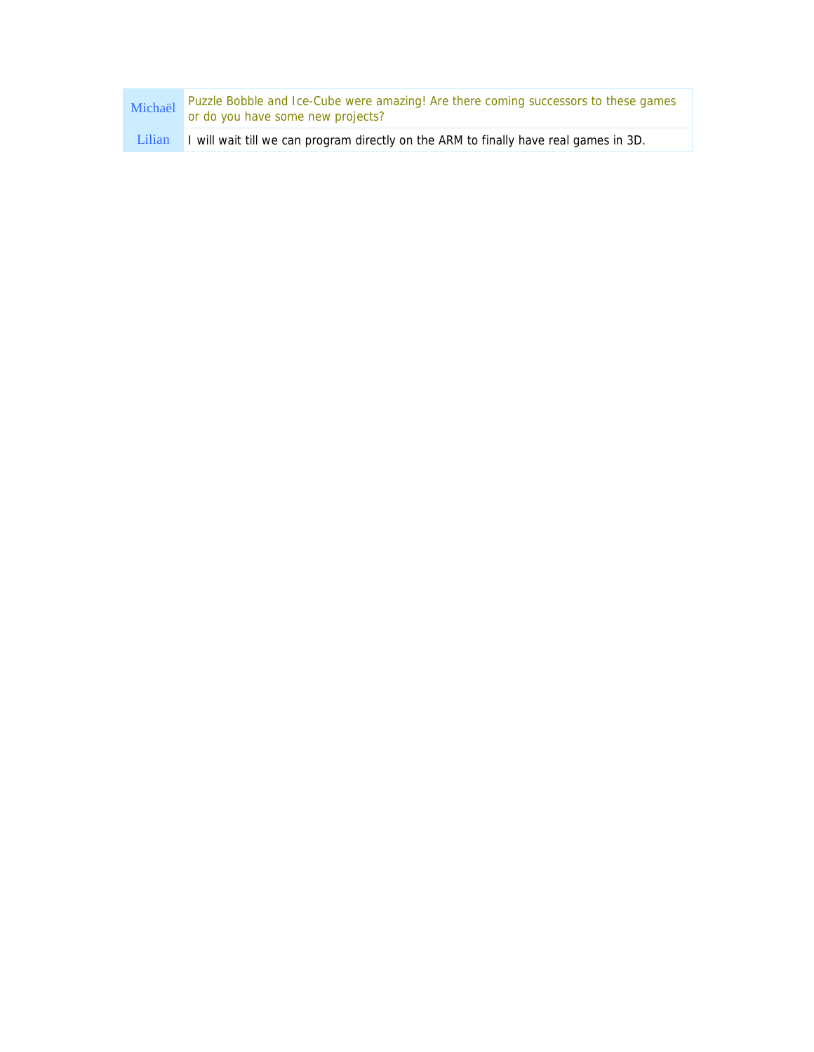| | |
|---|---|
| Michaël | Puzzle Bobble and Ice-Cube were amazing! Are there coming successors to these games or do you have some new projects? |
| Lilian | I will wait till we can program directly on the ARM to finally have real games in 3D. |